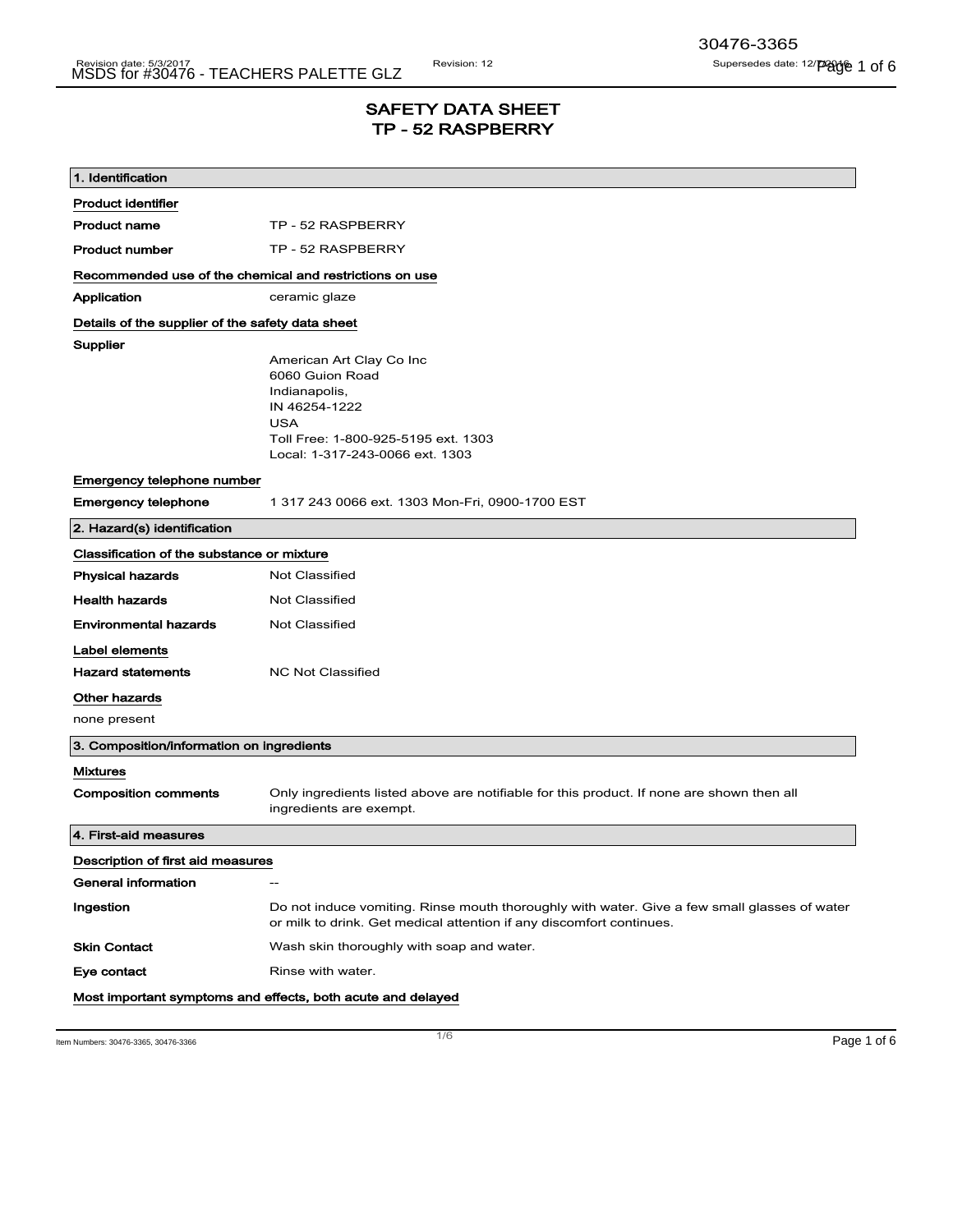# SAFETY DATA SHEET
## TP - 52 RASPBERRY

### 1. Identification

**Product identifier**

**Product name** TP - 52 RASPBERRY

**Product number** TP - 52 RASPBERRY

**Recommended use of the chemical and restrictions on use**

**Application** ceramic glaze

**Details of the supplier of the safety data sheet**

**Supplier**

American Art Clay Co Inc
6060 Guion Road
Indianapolis,
IN 46254-1222
USA
Toll Free: 1-800-925-5195 ext. 1303
Local: 1-317-243-0066 ext. 1303

**Emergency telephone number**

**Emergency telephone** 1 317 243 0066 ext. 1303 Mon-Fri, 0900-1700 EST

### 2. Hazard(s) identification

**Classification of the substance or mixture**

**Physical hazards** Not Classified

**Health hazards** Not Classified

**Environmental hazards** Not Classified

**Label elements**

**Hazard statements** NC Not Classified

**Other hazards**

none present

### 3. Composition/information on ingredients

**Mixtures**

**Composition comments** Only ingredients listed above are notifiable for this product. If none are shown then all ingredients are exempt.

### 4. First-aid measures

**Description of first aid measures**

**General information** --

**Ingestion** Do not induce vomiting. Rinse mouth thoroughly with water. Give a few small glasses of water or milk to drink. Get medical attention if any discomfort continues.

**Skin Contact** Wash skin thoroughly with soap and water.

**Eye contact** Rinse with water.

**Most important symptoms and effects, both acute and delayed**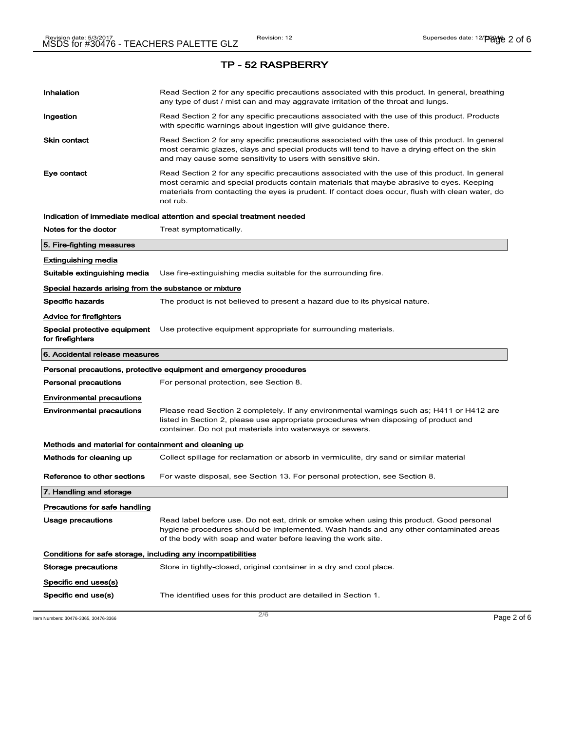## TP - 52 RASPBERRY

| | |
|---|---|
| **Inhalation** | Read Section 2 for any specific precautions associated with this product. In general, breathing any type of dust / mist can and may aggravate irritation of the throat and lungs. |
| **Ingestion** | Read Section 2 for any specific precautions associated with the use of this product. Products with specific warnings about ingestion will give guidance there. |
| **Skin contact** | Read Section 2 for any specific precautions associated with the use of this product. In general most ceramic glazes, clays and special products will tend to have a drying effect on the skin and may cause some sensitivity to users with sensitive skin. |
| **Eye contact** | Read Section 2 for any specific precautions associated with the use of this product. In general most ceramic and special products contain materials that maybe abrasive to eyes. Keeping materials from contacting the eyes is prudent. If contact does occur, flush with clean water, do not rub. |

**Indication of immediate medical attention and special treatment needed**

| | |
|---|---|
| **Notes for the doctor** | Treat symptomatically. |

### 5. Fire-fighting measures

**Extinguishing media**

| | |
|---|---|
| **Suitable extinguishing media** | Use fire-extinguishing media suitable for the surrounding fire. |

**Special hazards arising from the substance or mixture**

| | |
|---|---|
| **Specific hazards** | The product is not believed to present a hazard due to its physical nature. |

**Advice for firefighters**

| | |
|---|---|
| **Special protective equipment for firefighters** | Use protective equipment appropriate for surrounding materials. |

### 6. Accidental release measures

**Personal precautions, protective equipment and emergency procedures**

| | |
|---|---|
| **Personal precautions** | For personal protection, see Section 8. |

**Environmental precautions**

| | |
|---|---|
| **Environmental precautions** | Please read Section 2 completely. If any environmental warnings such as; H411 or H412 are listed in Section 2, please use appropriate procedures when disposing of product and container. Do not put materials into waterways or sewers. |

**Methods and material for containment and cleaning up**

| | |
|---|---|
| **Methods for cleaning up** | Collect spillage for reclamation or absorb in vermiculite, dry sand or similar material |
| **Reference to other sections** | For waste disposal, see Section 13. For personal protection, see Section 8. |

### 7. Handling and storage

**Precautions for safe handling**

| | |
|---|---|
| **Usage precautions** | Read label before use. Do not eat, drink or smoke when using this product. Good personal hygiene procedures should be implemented. Wash hands and any other contaminated areas of the body with soap and water before leaving the work site. |

**Conditions for safe storage, including any incompatibilities**

| | |
|---|---|
| **Storage precautions** | Store in tightly-closed, original container in a dry and cool place. |

**Specific end uses(s)**

| | |
|---|---|
| **Specific end use(s)** | The identified uses for this product are detailed in Section 1. |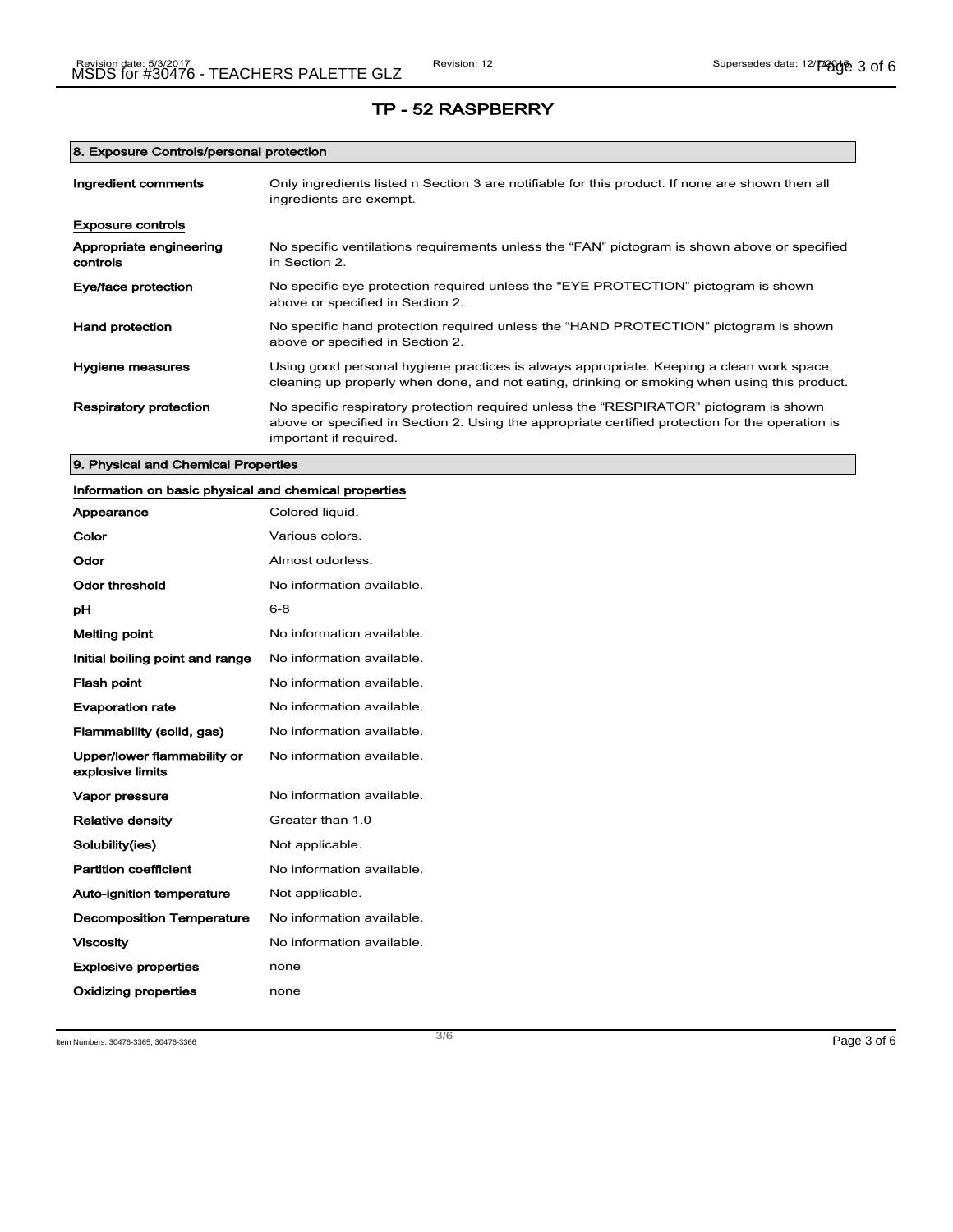## TP - 52 RASPBERRY

### 8. Exposure Controls/personal protection

| | |
|---|---|
| **Ingredient comments** | Only ingredients listed n Section 3 are notifiable for this product. If none are shown then all ingredients are exempt. |

**Exposure controls**

| | |
|---|---|
| **Appropriate engineering controls** | No specific ventilations requirements unless the “FAN” pictogram is shown above or specified in Section 2. |
| **Eye/face protection** | No specific eye protection required unless the "EYE PROTECTION" pictogram is shown above or specified in Section 2. |
| **Hand protection** | No specific hand protection required unless the “HAND PROTECTION” pictogram is shown above or specified in Section 2. |
| **Hygiene measures** | Using good personal hygiene practices is always appropriate. Keeping a clean work space, cleaning up properly when done, and not eating, drinking or smoking when using this product. |
| **Respiratory protection** | No specific respiratory protection required unless the “RESPIRATOR” pictogram is shown above or specified in Section 2. Using the appropriate certified protection for the operation is important if required. |

### 9. Physical and Chemical Properties

**Information on basic physical and chemical properties**

| | |
|---|---|
| **Appearance** | Colored liquid. |
| **Color** | Various colors. |
| **Odor** | Almost odorless. |
| **Odor threshold** | No information available. |
| **pH** | 6-8 |
| **Melting point** | No information available. |
| **Initial boiling point and range** | No information available. |
| **Flash point** | No information available. |
| **Evaporation rate** | No information available. |
| **Flammability (solid, gas)** | No information available. |
| **Upper/lower flammability or explosive limits** | No information available. |
| **Vapor pressure** | No information available. |
| **Relative density** | Greater than 1.0 |
| **Solubility(ies)** | Not applicable. |
| **Partition coefficient** | No information available. |
| **Auto-ignition temperature** | Not applicable. |
| **Decomposition Temperature** | No information available. |
| **Viscosity** | No information available. |
| **Explosive properties** | none |
| **Oxidizing properties** | none |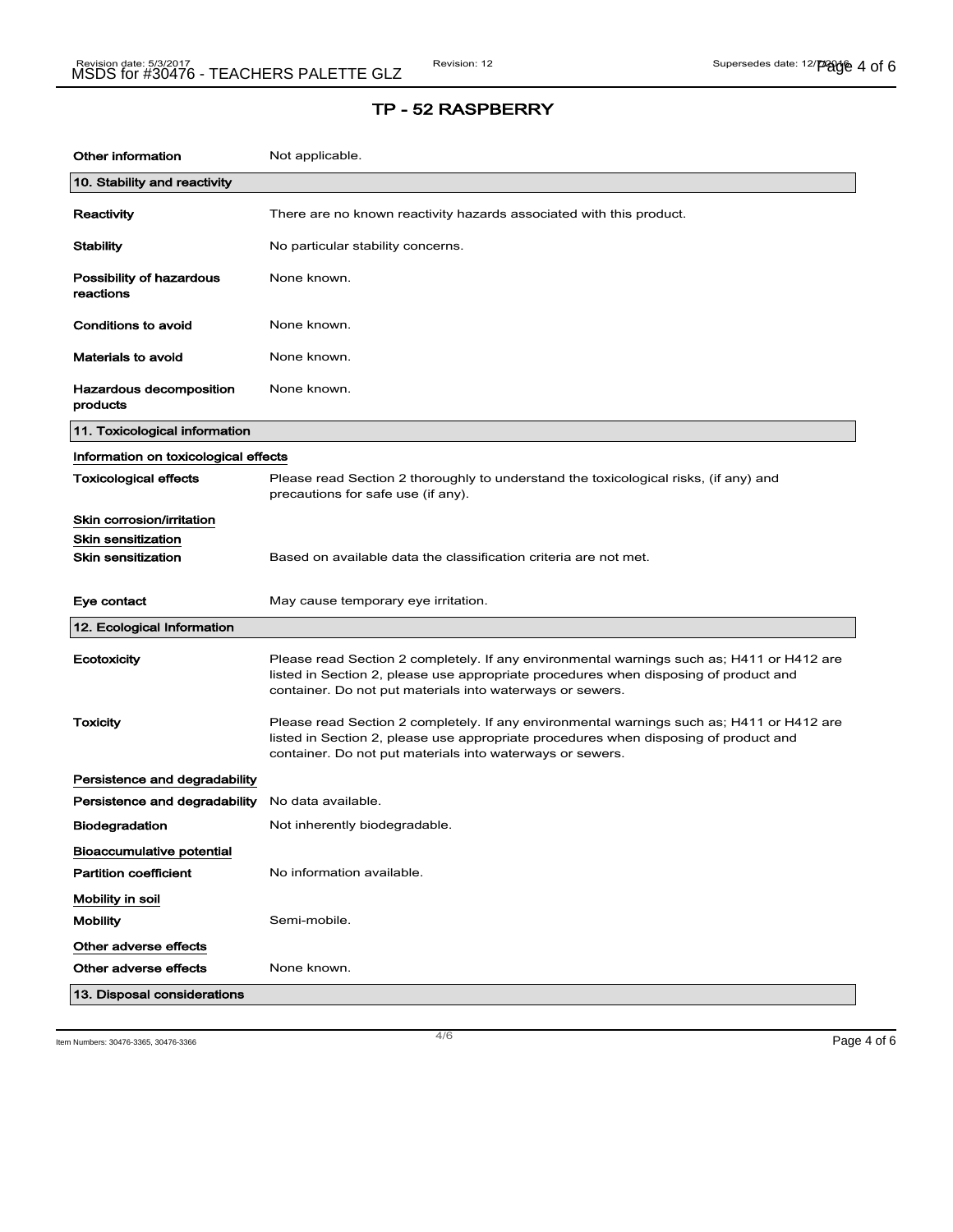## TP - 52 RASPBERRY

| | |
|---|---|
| **Other information** | Not applicable. |

## 10. Stability and reactivity

| | |
|---|---|
| **Reactivity** | There are no known reactivity hazards associated with this product. |
| **Stability** | No particular stability concerns. |
| **Possibility of hazardous reactions** | None known. |
| **Conditions to avoid** | None known. |
| **Materials to avoid** | None known. |
| **Hazardous decomposition products** | None known. |

## 11. Toxicological information

### Information on toxicological effects

| | |
|---|---|
| **Toxicological effects** | Please read Section 2 thoroughly to understand the toxicological risks, (if any) and precautions for safe use (if any). |

**Skin corrosion/irritation**

**Skin sensitization**

| | |
|---|---|
| **Skin sensitization** | Based on available data the classification criteria are not met. |
| **Eye contact** | May cause temporary eye irritation. |

## 12. Ecological Information

| | |
|---|---|
| **Ecotoxicity** | Please read Section 2 completely. If any environmental warnings such as; H411 or H412 are listed in Section 2, please use appropriate procedures when disposing of product and container. Do not put materials into waterways or sewers. |
| **Toxicity** | Please read Section 2 completely. If any environmental warnings such as; H411 or H412 are listed in Section 2, please use appropriate procedures when disposing of product and container. Do not put materials into waterways or sewers. |

**Persistence and degradability**

| | |
|---|---|
| **Persistence and degradability** | No data available. |
| **Biodegradation** | Not inherently biodegradable. |

**Bioaccumulative potential**

| | |
|---|---|
| **Partition coefficient** | No information available. |

**Mobility in soil**

| | |
|---|---|
| **Mobility** | Semi-mobile. |

**Other adverse effects**

| | |
|---|---|
| **Other adverse effects** | None known. |

## 13. Disposal considerations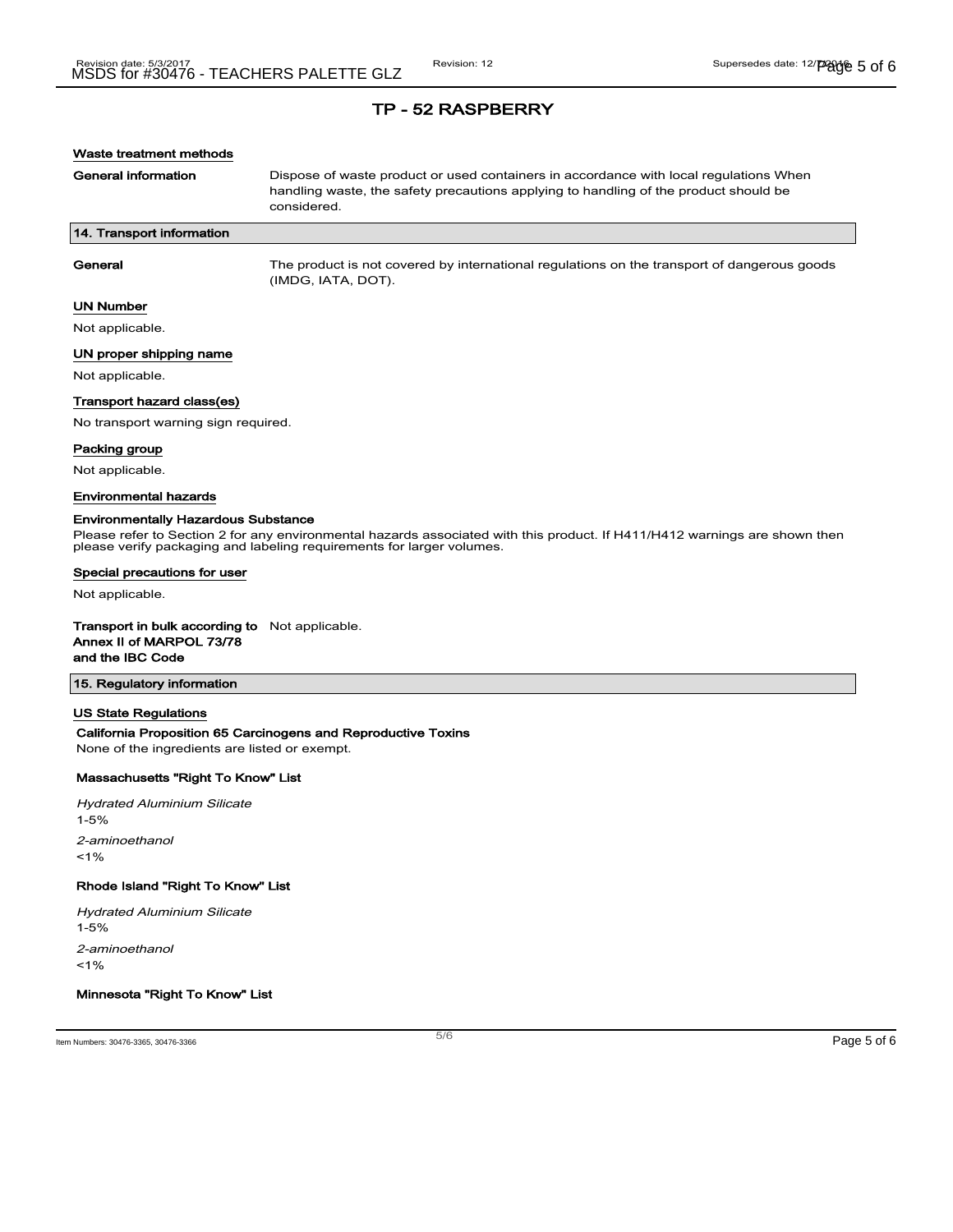## TP - 52 RASPBERRY

**Waste treatment methods**

**General information** Dispose of waste product or used containers in accordance with local regulations When handling waste, the safety precautions applying to handling of the product should be considered.

## 14. Transport information

**General** The product is not covered by international regulations on the transport of dangerous goods (IMDG, IATA, DOT).

**UN Number**

Not applicable.

**UN proper shipping name**

Not applicable.

**Transport hazard class(es)**

No transport warning sign required.

**Packing group**

Not applicable.

**Environmental hazards**

**Environmentally Hazardous Substance**

Please refer to Section 2 for any environmental hazards associated with this product. If H411/H412 warnings are shown then please verify packaging and labeling requirements for larger volumes.

**Special precautions for user**

Not applicable.

**Transport in bulk according to Annex II of MARPOL 73/78 and the IBC Code** Not applicable.

## 15. Regulatory information

**US State Regulations**

**California Proposition 65 Carcinogens and Reproductive Toxins**

None of the ingredients are listed or exempt.

**Massachusetts "Right To Know" List**

*Hydrated Aluminium Silicate*

1-5%

*2-aminoethanol*

<1%

**Rhode Island "Right To Know" List**

*Hydrated Aluminium Silicate*

1-5%

*2-aminoethanol*

<1%

**Minnesota "Right To Know" List**

Item Numbers: 30476-3365, 30476-3366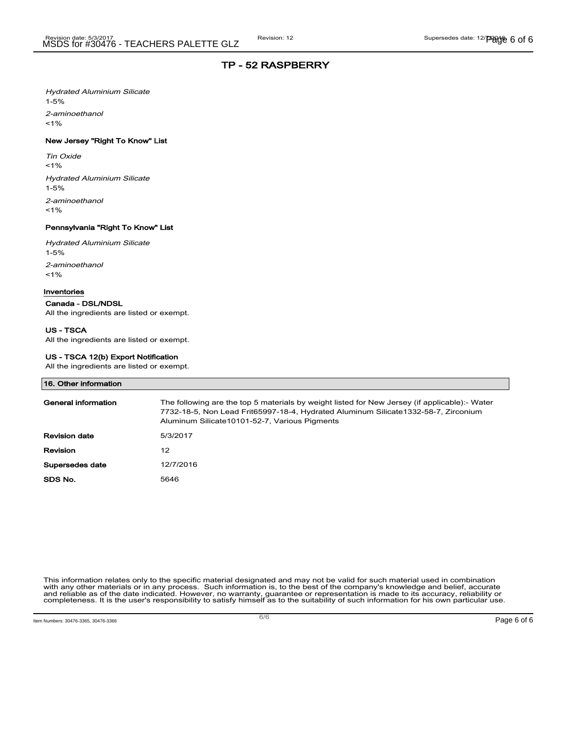## TP - 52 RASPBERRY

*Hydrated Aluminium Silicate*
1-5%

*2-aminoethanol*
<1%

**New Jersey "Right To Know" List**

*Tin Oxide*
<1%

*Hydrated Aluminium Silicate*
1-5%

*2-aminoethanol*
<1%

**Pennsylvania "Right To Know" List**

*Hydrated Aluminium Silicate*
1-5%

*2-aminoethanol*
<1%

**Inventories**

**Canada - DSL/NDSL**
All the ingredients are listed or exempt.

**US - TSCA**
All the ingredients are listed or exempt.

**US - TSCA 12(b) Export Notification**
All the ingredients are listed or exempt.

### 16. Other information

| | |
|---|---|
| **General information** | The following are the top 5 materials by weight listed for New Jersey (if applicable):- Water 7732-18-5, Non Lead Frit65997-18-4, Hydrated Aluminum Silicate1332-58-7, Zirconium Aluminum Silicate10101-52-7, Various Pigments |
| **Revision date** | 5/3/2017 |
| **Revision** | 12 |
| **Supersedes date** | 12/7/2016 |
| **SDS No.** | 5646 |

This information relates only to the specific material designated and may not be valid for such material used in combination with any other materials or in any process. Such information is, to the best of the company's knowledge and belief, accurate and reliable as of the date indicated. However, no warranty, guarantee or representation is made to its accuracy, reliability or completeness. It is the user's responsibility to satisfy himself as to the suitability of such information for his own particular use.

Item Numbers: 30476-3365, 30476-3366